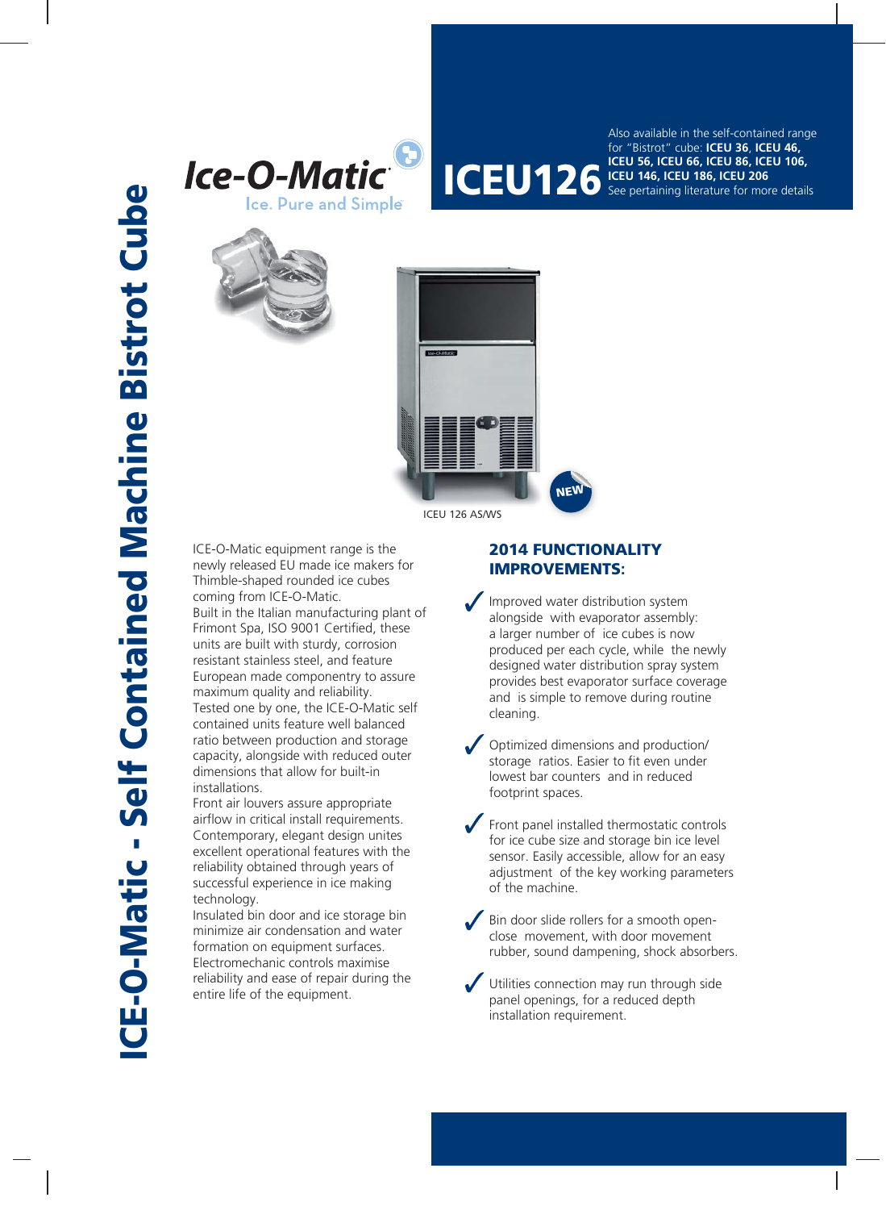# ICE-O-Matic - Self Contained Machine Bistrot Cube

Ice-O-Matic

Ice. Pure and Simple

# ICEU126

Also available in the self-contained range for "Bistrot" cube: **ICEU 36**, **ICEU 46, ICEU 56, ICEU 66, ICEU 86, ICEU 106, ICEU 146, ICEU 186, ICEU 206**
See pertaining literature for more details

NEW

ICEU 126 AS/WS

ICE-O-Matic equipment range is the newly released EU made ice makers for Thimble-shaped rounded ice cubes coming from ICE-O-Matic.
Built in the Italian manufacturing plant of Frimont Spa, ISO 9001 Certified, these units are built with sturdy, corrosion resistant stainless steel, and feature European made componentry to assure maximum quality and reliability.
Tested one by one, the ICE-O-Matic self contained units feature well balanced ratio between production and storage capacity, alongside with reduced outer dimensions that allow for built-in installations.
Front air louvers assure appropriate airflow in critical install requirements.
Contemporary, elegant design unites excellent operational features with the reliability obtained through years of successful experience in ice making technology.
Insulated bin door and ice storage bin minimize air condensation and water formation on equipment surfaces.
Electromechanic controls maximise reliability and ease of repair during the entire life of the equipment.

## 2014 FUNCTIONALITY IMPROVEMENTS:

- ✓ Improved water distribution system alongside with evaporator assembly: a larger number of ice cubes is now produced per each cycle, while the newly designed water distribution spray system provides best evaporator surface coverage and is simple to remove during routine cleaning.
- ✓ Optimized dimensions and production/ storage ratios. Easier to fit even under lowest bar counters and in reduced footprint spaces.
- ✓ Front panel installed thermostatic controls for ice cube size and storage bin ice level sensor. Easily accessible, allow for an easy adjustment of the key working parameters of the machine.
- ✓ Bin door slide rollers for a smooth open-close movement, with door movement rubber, sound dampening, shock absorbers.
- ✓ Utilities connection may run through side panel openings, for a reduced depth installation requirement.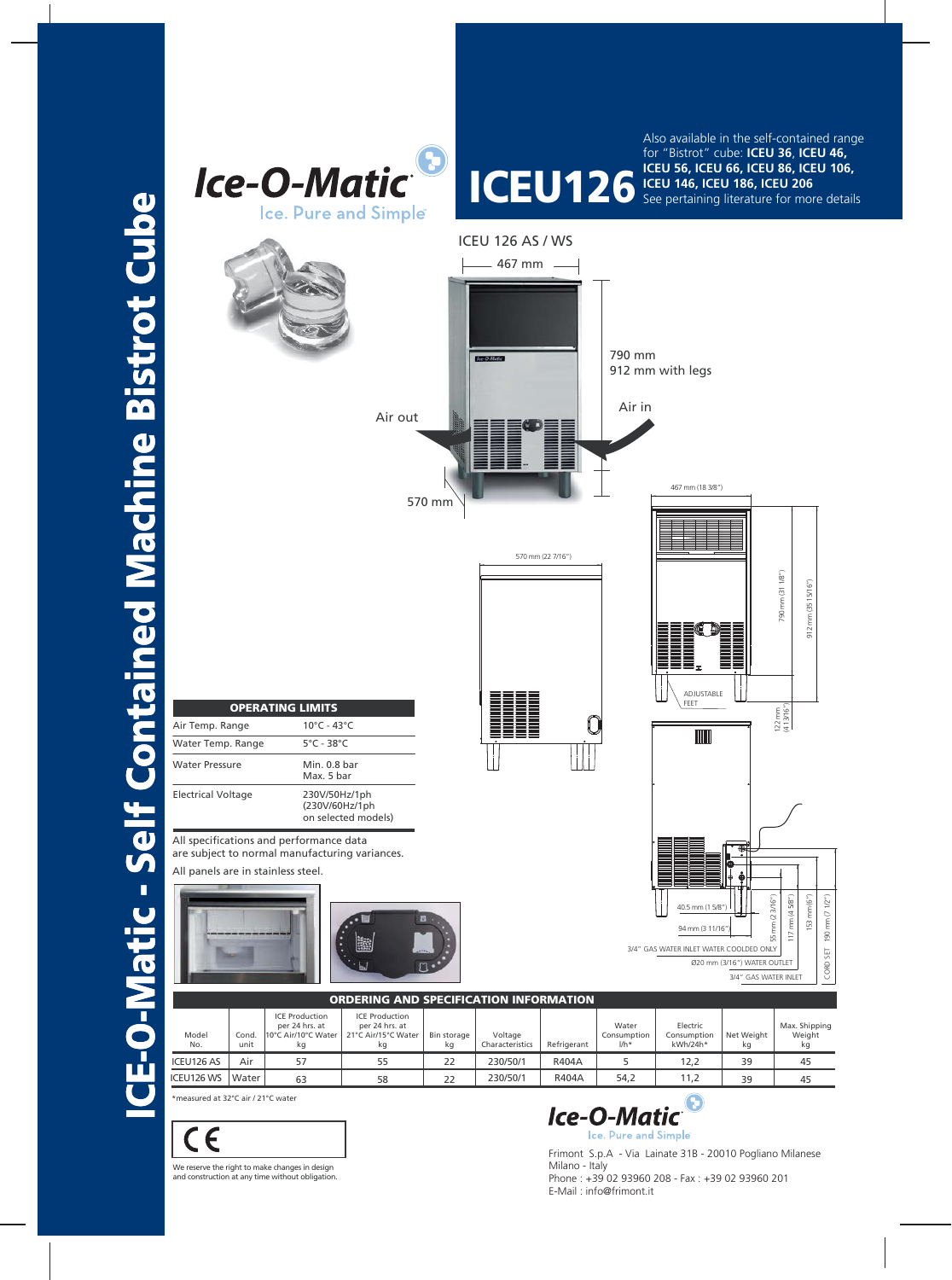# ICE-O-Matic - Self Contained Machine Bistrot Cube

Ice-O-Matic
Ice. Pure and Simple

# ICEU126

Also available in the self-contained range for "Bistrot" cube: **ICEU 36**, **ICEU 46, ICEU 56, ICEU 66, ICEU 86, ICEU 106, ICEU 146, ICEU 186, ICEU 206**
See pertaining literature for more details

ICEU 126 AS / WS

467 mm

790 mm
912 mm with legs

Air out

Air in

570 mm

570 mm (22 7/16")

467 mm (18 3/8")

790 mm (31 1/8")

912 mm (35 15/16")

ADJUSTABLE FEET

122 mm (4 13/16")

40.5 mm (1 5/8")

94 mm (3 11/16")

55 mm (2 3/16")

117 mm (4 5/8")

153 mm (6")

190 mm (7 1/2")

CORD SET

3/4" GAS WATER INLET WATER COOLDED ONLY

Ø20 mm (3/16") WATER OUTLET

3/4" GAS WATER INLET

| OPERATING LIMITS | |
|---|---|
| Air Temp. Range | 10°C - 43°C |
| Water Temp. Range | 5°C - 38°C |
| Water Pressure | Min. 0.8 bar<br>Max. 5 bar |
| Electrical Voltage | 230V/50Hz/1ph<br>(230V/60Hz/1ph on selected models) |

All specifications and performance data are subject to normal manufacturing variances.

All panels are in stainless steel.

## ORDERING AND SPECIFICATION INFORMATION

| Model No. | Cond. unit | ICE Production per 24 hrs. at 10°C Air/10°C Water kg | ICE Production per 24 hrs. at 21°C Air/15°C Water kg | Bin storage kg | Voltage Characteristics | Refrigerant | Water Consumption l/h* | Electric Consumption kWh/24h* | Net Weight kg | Max. Shipping Weight kg |
|---|---|---|---|---|---|---|---|---|---|---|
| ICEU126 AS | Air | 57 | 55 | 22 | 230/50/1 | R404A | 5 | 12,2 | 39 | 45 |
| ICEU126 WS | Water | 63 | 58 | 22 | 230/50/1 | R404A | 54,2 | 11,2 | 39 | 45 |

*measured at 32°C air / 21°C water

CE

We reserve the right to make changes in design and construction at any time without obligation.

Ice-O-Matic
Ice. Pure and Simple

Frimont S.p.A - Via Lainate 31B - 20010 Pogliano Milanese
Milano - Italy
Phone : +39 02 93960 208 - Fax : +39 02 93960 201
E-Mail : info@frimont.it